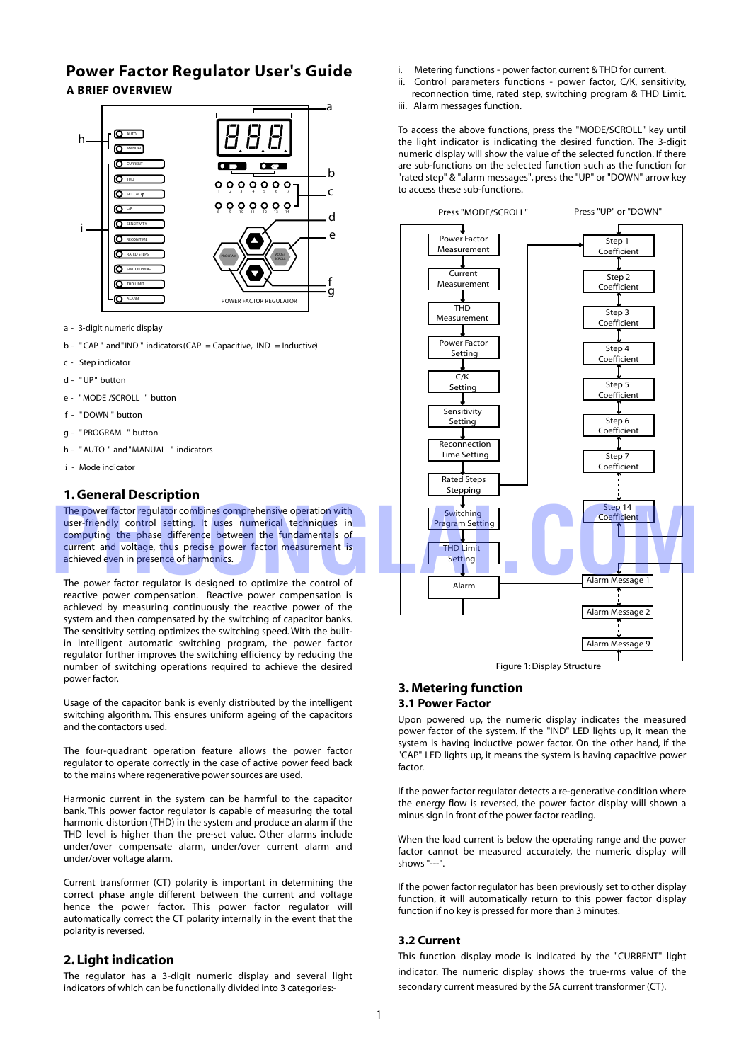# Power Factor Regulator User's Guide

## A BRIEF OVERVIEW

a - 3-digit numeric display

b - "CAP" and "IND" indicators (CAP = Capacitive, IND = Inductive)

c - Step indicator

d - "UP" button

e - "MODE/SCROLL" button

f - "DOWN" button

g - "PROGRAM" button

h - "AUTO" and "MANUAL" indicators

i - Mode indicator

## 1. General Description

The power factor regulator combines comprehensive operation with user-friendly control setting. It uses numerical techniques in computing the phase difference between the fundamentals of current and voltage, thus precise power factor measurement is achieved even in presence of harmonics.

The power factor regulator is designed to optimize the control of reactive power compensation. Reactive power compensation is achieved by measuring continuously the reactive power of the system and then compensated by the switching of capacitor banks. The sensitivity setting optimizes the switching speed. With the built-in intelligent automatic switching program, the power factor regulator further improves the switching efficiency by reducing the number of switching operations required to achieve the desired power factor.

Usage of the capacitor bank is evenly distributed by the intelligent switching algorithm. This ensures uniform ageing of the capacitors and the contactors used.

The four-quadrant operation feature allows the power factor regulator to operate correctly in the case of active power feed back to the mains where regenerative power sources are used.

Harmonic current in the system can be harmful to the capacitor bank. This power factor regulator is capable of measuring the total harmonic distortion (THD) in the system and produce an alarm if the THD level is higher than the pre-set value. Other alarms include under/over compensate alarm, under/over current alarm and under/over voltage alarm.

Current transformer (CT) polarity is important in determining the correct phase angle different between the current and voltage hence the power factor. This power factor regulator will automatically correct the CT polarity internally in the event that the polarity is reversed.

## 2. Light indication

The regulator has a 3-digit numeric display and several light indicators of which can be functionally divided into 3 categories:-

i. Metering functions - power factor, current & THD for current.
ii. Control parameters functions - power factor, C/K, sensitivity, reconnection time, rated step, switching program & THD Limit.
iii. Alarm messages function.

To access the above functions, press the "MODE/SCROLL" key until the light indicator is indicating the desired function. The 3-digit numeric display will show the value of the selected function. If there are sub-functions on the selected function such as the function for "rated step" & "alarm messages", press the "UP" or "DOWN" arrow key to access these sub-functions.

Press "MODE/SCROLL": Power Factor Measurement → Current Measurement → THD Measurement → Power Factor Setting → C/K Setting → Sensitivity Setting → Reconnection Time Setting → Rated Steps Stepping → Switching Program Setting → THD Limit Setting → Alarm

Press "UP" or "DOWN": Step 1 Coefficient ↔ Step 2 Coefficient ↔ Step 3 Coefficient ↔ Step 4 Coefficient ↔ Step 5 Coefficient ↔ Step 6 Coefficient ↔ Step 7 Coefficient ... Step 14 Coefficient; Alarm Message 1 ... Alarm Message 2 ... Alarm Message 9

Figure 1: Display Structure

## 3. Metering function

### 3.1 Power Factor

Upon powered up, the numeric display indicates the measured power factor of the system. If the "IND" LED lights up, it mean the system is having inductive power factor. On the other hand, if the "CAP" LED lights up, it means the system is having capacitive power factor.

If the power factor regulator detects a re-generative condition where the energy flow is reversed, the power factor display will shown a minus sign in front of the power factor reading.

When the load current is below the operating range and the power factor cannot be measured accurately, the numeric display will shows "---".

If the power factor regulator has been previously set to other display function, it will automatically return to this power factor display function if no key is pressed for more than 3 minutes.

### 3.2 Current

This function display mode is indicated by the "CURRENT" light indicator. The numeric display shows the true-rms value of the secondary current measured by the 5A current transformer (CT).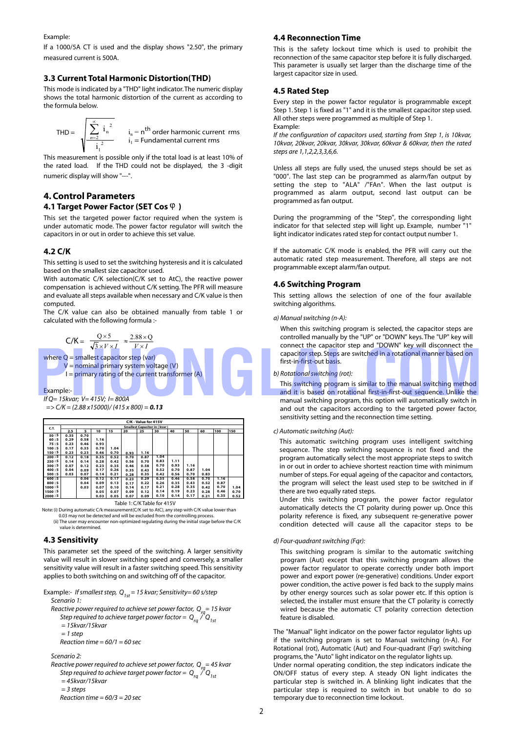Example:

If a 1000/5A CT is used and the display shows "2.50", the primary measured current is 500A.

### 3.3 Current Total Harmonic Distortion(THD)

This mode is indicated by a "THD" light indicator. The numeric display shows the total harmonic distortion of the current as according to the formula below.

$$THD = \sqrt{\frac{\sum_{n=2}^{\infty} i_n^2}{i_1^2}}$$

$i_n$ = $n^{th}$ order harmonic current rms
$i_1$ = Fundamental current rms

This measurement is possible only if the total load is at least 10% of the rated load. If the THD could not be displayed, the 3 -digit numeric display will show "---".

## 4. Control Parameters

### 4.1 Target Power Factor (SET Cos φ )

This set the targeted power factor required when the system is under automatic mode. The power factor regulator will switch the capacitors in or out in order to achieve this set value.

### 4.2 C/K

This setting is used to set the switching hysteresis and it is calculated based on the smallest size capacitor used.

With automatic C/K selection(C/K set to AtC), the reactive power compensation is achieved without C/K setting. The PFR will measure and evaluate all steps available when necessary and C/K value is then computed.

The C/K value can also be obtained manually from table 1 or calculated with the following formula :-

$$C/K = \frac{Q \times 5}{\sqrt{3} \times V \times I} \approx \frac{2.88 \times Q}{V \times I}$$

where Q = smallest capacitor step (var)
V = nominal primary system voltage (V)
I = primary rating of the current transformer (A)

Example:-

*If Q= 15kvar; V= 415V; I= 800A*
*=> C/K = (2.88 x15000)/ (415 x 800) =* ***0.13***

| C.T. | C/K - Value for 415V | | | | | | | | | | | |
|---|---|---|---|---|---|---|---|---|---|---|---|---|
| | Smallest Capacitor in (kvar) | | | | | | | | | | | |
| | 2.5 | 5 | 10 | 15 | 20 | 25 | 30 | 40 | 50 | 60 | 100 | 150 |
| 50 : 5 | 0.35 | 0.70 | | | | | | | | | | |
| 60 : 5 | 0.29 | 0.58 | 1.16 | | | | | | | | | |
| 75 : 5 | 0.23 | 0.46 | 0.93 | | | | | | | | | |
| 100 : 5 | 0.17 | 0.35 | 0.70 | 1.04 | | | | | | | | |
| 150 : 5 | 0.23 | 0.23 | 0.46 | 0.70 | 0.93 | 1.16 | | | | | | |
| 200 : 5 | 0.12 | 0.18 | 0.35 | 0.52 | 0.70 | 0.87 | 1.04 | | | | | |
| 250 : 5 | 0.14 | 0.14 | 0.28 | 0.42 | 0.56 | 0.70 | 0.83 | 1.11 | | | | |
| 300 : 5 | 0.07 | 0.12 | 0.23 | 0.35 | 0.46 | 0.58 | 0.70 | 0.93 | 1.16 | | | |
| 400 : 5 | 0.04 | 0.09 | 0.17 | 0.26 | 0.35 | 0.43 | 0.52 | 0.70 | 0.87 | 1.04 | | |
| 500 : 5 | 0.03 | 0.07 | 0.14 | 0.21 | 0.28 | 0.35 | 0.42 | 0.56 | 0.70 | 0.83 | | |
| 600 : 5 | | 0.06 | 0.12 | 0.17 | 0.23 | 0.29 | 0.35 | 0.46 | 0.58 | 0.70 | 1.16 | |
| 800 : 5 | | 0.04 | 0.09 | 0.13 | 0.17 | 0.22 | 0.26 | 0.35 | 0.43 | 0.52 | 0.87 | |
| 1000 : 5 | | 0.03 | 0.07 | 0.10 | 0.14 | 0.17 | 0.21 | 0.28 | 0.35 | 0.42 | 0.70 | 1.04 |
| 1500 : 5 | | | 0.05 | 0.07 | 0.09 | 0.12 | 0.14 | 0.19 | 0.23 | 0.28 | 0.46 | 0.70 |
| 2000 : 5 | | | 0.03 | 0.05 | 0.07 | 0.09 | 0.10 | 0.14 | 0.17 | 0.21 | 0.35 | 0.52 |

Table 1: C/K Table for 415V

Note: (i) During automatic C/k measurement(C/K set to AtC), any step with C/K value lower than 0.03 may not be detected and will be excluded from the controlling process.
(ii) The user may encounter non-optimized regulating during the initial stage before the C/K value is determined.

### 4.3 Sensitivity

This parameter set the speed of the switching. A larger sensitivity value will result in slower switching speed and conversely, a smaller sensitivity value will result in a faster switching speed. This sensitivity applies to both switching on and switching off of the capacitor.

Example:- *If smallest step, $Q_{1st}$ = 15 kvar; Sensitivity= 60 s/step*

*Scenario 1:*

*Reactive power required to achieve set power factor, $Q_{rq}$ = 15 kvar*
*Step required to achieve target power factor = $Q_{rq}$ / $Q_{1st}$*
*= 15kvar/15kvar*
*= 1 step*
*Reaction time = 60/1 = 60 sec*

*Scenario 2:*

*Reactive power required to achieve set power factor, $Q_{rq}$ = 45 kvar*
*Step required to achieve target power factor = $Q_{rq}$ / $Q_{1st}$*
*= 45kvar/15kvar*
*= 3 steps*
*Reaction time = 60/3 = 20 sec*

### 4.4 Reconnection Time

This is the safety lockout time which is used to prohibit the reconnection of the same capacitor step before it is fully discharged. This parameter is usually set larger than the discharge time of the largest capacitor size in used.

### 4.5 Rated Step

Every step in the power factor regulator is programmable except Step 1. Step 1 is fixed as "1" and it is the smallest capacitor step used. All other steps were programmed as multiple of Step 1.

Example:

*If the configuration of capacitors used, starting from Step 1, is 10kvar, 10kvar, 20kvar, 20kvar, 30kvar, 30kvar, 60kvar & 60kvar, then the rated steps are 1,1,2,2,3,3,6,6.*

Unless all steps are fully used, the unused steps should be set as "000". The last step can be programmed as alarm/fan output by setting the step to "ALA" /"FAn". When the last output is programmed as alarm output, second last output can be programmed as fan output.

During the programming of the "Step", the corresponding light indicator for that selected step will light up. Example, number "1" light indicator indicates rated step for contact output number 1.

If the automatic C/K mode is enabled, the PFR will carry out the automatic rated step measurement. Therefore, all steps are not programmable except alarm/fan output.

### 4.6 Switching Program

This setting allows the selection of one of the four available switching algorithms.

*a) Manual switching (n-A):*

When this switching program is selected, the capacitor steps are controlled manually by the "UP" or "DOWN" keys. The "UP" key will connect the capacitor step and "DOWN" key will disconnect the capacitor step. Steps are switched in a rotational manner based on first-in-first-out basis.

*b) Rotational switching (rot):*

This switching program is similar to the manual switching method and it is based on rotational first-in-first-out sequence. Unlike the manual switching program, this option will automatically switch in and out the capacitors according to the targeted power factor, sensitivity setting and the reconnection time setting.

*c) Automatic switching (Aut):*

This automatic switching program uses intelligent switching sequence. The step switching sequence is not fixed and the program automatically select the most appropriate steps to switch in or out in order to achieve shortest reaction time with minimum number of steps. For equal ageing of the capacitor and contactors, the program will select the least used step to be switched in if there are two equally rated steps.

Under this switching program, the power factor regulator automatically detects the CT polarity during power up. Once this polarity reference is fixed, any subsequent re-generative power condition detected will cause all the capacitor steps to be

*d) Four-quadrant switching (Fqr):*

This switching program is similar to the automatic switching program (Aut) except that this switching program allows the power factor regulator to operate correctly under both import power and export power (re-generative) conditions. Under export power condition, the active power is fed back to the supply mains by other energy sources such as solar power etc. If this option is selected, the installer must ensure that the CT polarity is correctly wired because the automatic CT polarity correction detection feature is disabled.

The "Manual" light indicator on the power factor regulator lights up if the switching program is set to Manual switching (n-A). For Rotational (rot), Automatic (Aut) and Four-quadrant (Fqr) switching programs, the "Auto" light indicator on the regulator lights up.

Under normal operating condition, the step indicators indicate the ON/OFF status of every step. A steady ON light indicates the particular step is switched in. A blinking light indicates that the particular step is required to switch in but unable to do so temporary due to reconnection time lockout.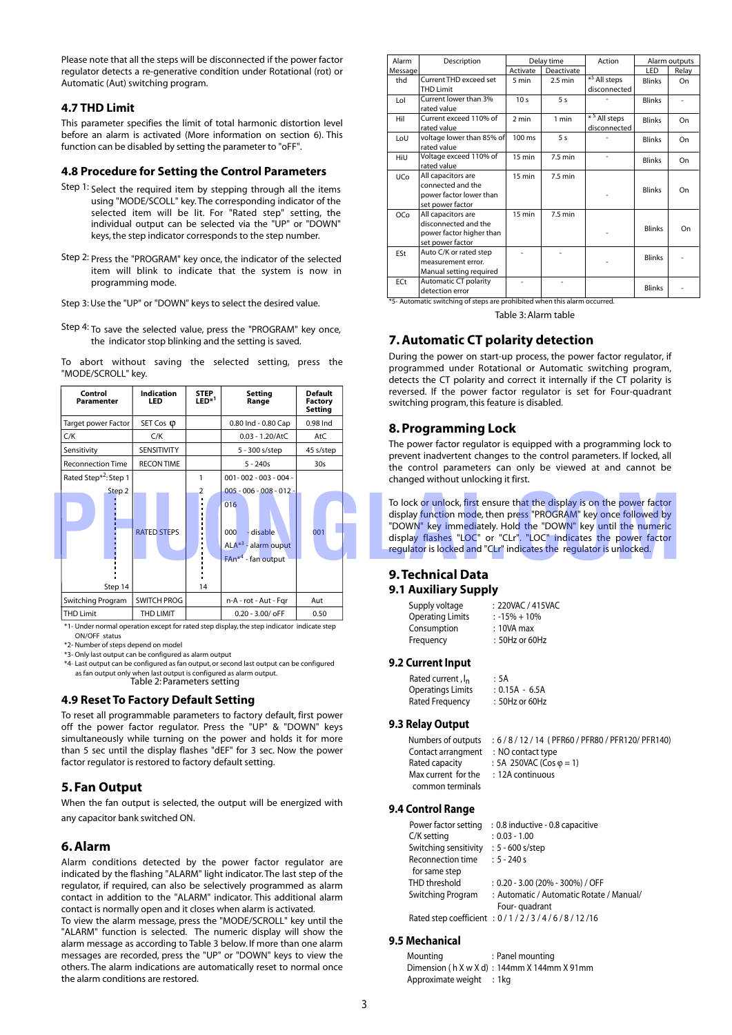Please note that all the steps will be disconnected if the power factor regulator detects a re-generative condition under Rotational (rot) or Automatic (Aut) switching program.

### 4.7 THD Limit

This parameter specifies the limit of total harmonic distortion level before an alarm is activated (More information on section 6). This function can be disabled by setting the parameter to "oFF".

### 4.8 Procedure for Setting the Control Parameters

Step 1: Select the required item by stepping through all the items using "MODE/SCOLL" key. The corresponding indicator of the selected item will be lit. For "Rated step" setting, the individual output can be selected via the "UP" or "DOWN" keys, the step indicator corresponds to the step number.

Step 2: Press the "PROGRAM" key once, the indicator of the selected item will blink to indicate that the system is now in programming mode.

Step 3: Use the "UP" or "DOWN" keys to select the desired value.

Step 4: To save the selected value, press the "PROGRAM" key once, the indicator stop blinking and the setting is saved.

To abort without saving the selected setting, press the "MODE/SCROLL" key.

| Control Paramenter | Indication LED | STEP LED*1 | Setting Range | Default Factory Setting |
|---|---|---|---|---|
| Target power Factor | SET Cos φ | | 0.80 Ind - 0.80 Cap | 0.98 Ind |
| C/K | C/K | | 0.03 - 1.20/AtC | AtC |
| Sensitivity | SENSITIVITY | | 5 - 300 s/step | 45 s/step |
| Reconnection Time | RECON TIME | | 5 - 240s | 30s |
| Rated Step*2: Step 1 | | 1 | 001- 002 - 003 - 004 - | |
| Step 2 | RATED STEPS | 2 | 005 - 006 - 008 - 012 - 016 | 001 |
| ⋮ | | ⋮ | 000 - disable | |
| | | | ALA*3 - alarm ouput | |
| | | | FAn*4 - fan output | |
| Step 14 | | 14 | | |
| Switching Program | SWITCH PROG | | n-A - rot - Aut - Fqr | Aut |
| THD Limit | THD LIMIT | | 0.20 - 3.00/ oFF | 0.50 |

*1- Under normal operation except for rated step display, the step indicator indicate step ON/OFF status
*2- Number of steps depend on model
*3- Only last output can be configured as alarm output
*4- Last output can be configured as fan output, or second last output can be configured as fan output only when last output is configured as alarm output.

Table 2: Parameters setting

### 4.9 Reset To Factory Default Setting

To reset all programmable parameters to factory default, first power off the power factor regulator. Press the "UP" & "DOWN" keys simultaneously while turning on the power and holds it for more than 5 sec until the display flashes "dEF" for 3 sec. Now the power factor regulator is restored to factory default setting.

## 5. Fan Output

When the fan output is selected, the output will be energized with any capacitor bank switched ON.

## 6. Alarm

Alarm conditions detected by the power factor regulator are indicated by the flashing "ALARM" light indicator. The last step of the regulator, if required, can also be selectively programmed as alarm contact in addition to the "ALARM" indicator. This additional alarm contact is normally open and it closes when alarm is activated.
To view the alarm message, press the "MODE/SCROLL" key until the "ALARM" function is selected. The numeric display will show the alarm message as according to Table 3 below. If more than one alarm messages are recorded, press the "UP" or "DOWN" keys to view the others. The alarm indications are automatically reset to normal once the alarm conditions are restored.

| Alarm Message | Description | Delay time | | Action | Alarm outputs | |
|---|---|---|---|---|---|---|
| | | Activate | Deactivate | | LED | Relay |
| thd | Current THD exceed set THD Limit | 5 min | 2.5 min | *5 All steps disconnected | Blinks | On |
| LoI | Current lower than 3% rated value | 10 s | 5 s | - | Blinks | - |
| HiI | Current exceed 110% of rated value | 2 min | 1 min | *5 All steps disconnected | Blinks | On |
| LoU | voltage lower than 85% of rated value | 100 ms | 5 s | - | Blinks | On |
| HiU | Voltage exceed 110% of rated value | 15 min | 7.5 min | - | Blinks | On |
| UCo | All capacitors are connected and the power factor lower than set power factor | 15 min | 7.5 min | - | Blinks | On |
| OCo | All capacitors are disconnected and the power factor higher than set power factor | 15 min | 7.5 min | - | Blinks | On |
| ESt | Auto C/K or rated step measurement error. Manual setting required | - | - | - | Blinks | - |
| ECt | Automatic CT polarity detection error | - | - | | Blinks | - |

*5- Automatic switching of steps are prohibited when this alarm occurred.

Table 3: Alarm table

## 7. Automatic CT polarity detection

During the power on start-up process, the power factor regulator, if programmed under Rotational or Automatic switching program, detects the CT polarity and correct it internally if the CT polarity is reversed. If the power factor regulator is set for Four-quadrant switching program, this feature is disabled.

## 8. Programming Lock

The power factor regulator is equipped with a programming lock to prevent inadvertent changes to the control parameters. If locked, all the control parameters can only be viewed at and cannot be changed without unlocking it first.

To lock or unlock, first ensure that the display is on the power factor display function mode, then press "PROGRAM" key once followed by "DOWN" key immediately. Hold the "DOWN" key until the numeric display flashes "LOC" or "CLr". "LOC" indicates the power factor regulator is locked and "CLr" indicates the regulator is unlocked.

## 9. Technical Data

### 9.1 Auxiliary Supply

| | |
|---|---|
| Supply voltage | : 220VAC / 415VAC |
| Operating Limits | : -15% + 10% |
| Consumption | : 10VA max |
| Frequency | : 50Hz or 60Hz |

### 9.2 Current Input

| | |
|---|---|
| Rated current, $I_n$ | : 5A |
| Operatings Limits | : 0.15A - 6.5A |
| Rated Frequency | : 50Hz or 60Hz |

### 9.3 Relay Output

| | |
|---|---|
| Numbers of outputs | : 6 / 8 / 12 / 14 ( PFR60 / PFR80 / PFR120/ PFR140) |
| Contact arrangment | : NO contact type |
| Rated capacity | : 5A 250VAC (Cos φ = 1) |
| Max current for the common terminals | : 12A continuous |

### 9.4 Control Range

| | |
|---|---|
| Power factor setting | : 0.8 inductive - 0.8 capacitive |
| C/K setting | : 0.03 - 1.00 |
| Switching sensitivity | : 5 - 600 s/step |
| Reconnection time for same step | : 5 - 240 s |
| THD threshold | : 0.20 - 3.00 (20% - 300%) / OFF |
| Switching Program | : Automatic / Automatic Rotate / Manual/ Four- quadrant |
| Rated step coefficient | : 0 / 1 / 2 / 3 / 4 / 6 / 8 / 12 /16 |

### 9.5 Mechanical

| | |
|---|---|
| Mounting | : Panel mounting |
| Dimension ( h X w X d) | : 144mm X 144mm X 91mm |
| Approximate weight | : 1kg |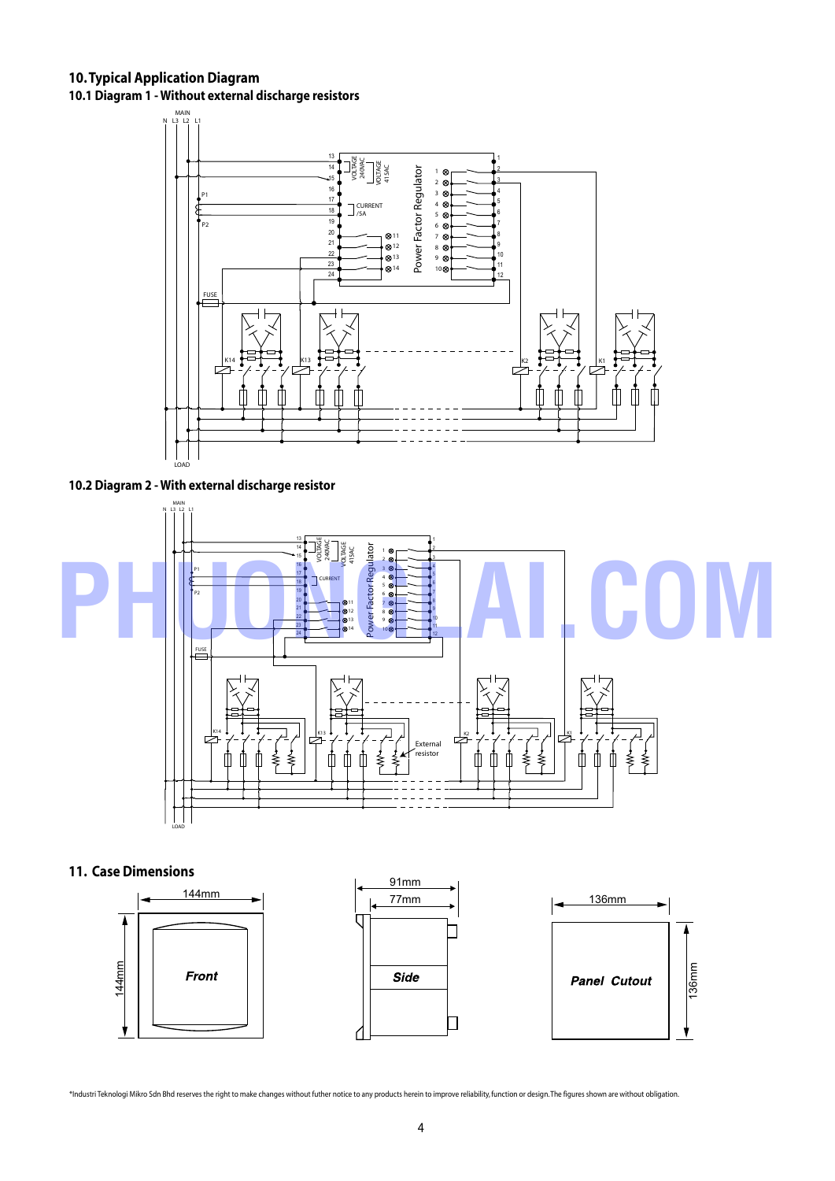# 10. Typical Application Diagram

## 10.1 Diagram 1 - Without external discharge resistors

MAIN
N L3 L2 L1

13
14
15
16
17
18
19
20
21
22
23
24

VOLTAGE 240VAC
VOLTAGE 415AC
CURRENT /5A

Power Factor Regulator

P1
P2
FUSE

K14 K13 K2 K1

LOAD

## 10.2 Diagram 2 - With external discharge resistor

MAIN
N L3 L2 L1

VOLTAGE 240VAC
VOLTAGE 415AC
CURRENT

Power Factor Regulator

P1
P2
FUSE

K14 K13 K2 K1

External resistor

LOAD

PHUONGLAI.COM

# 11. Case Dimensions

144mm
144mm
*Front*

91mm
77mm
*Side*

136mm
136mm
*Panel Cutout*

*Industri Teknologi Mikro Sdn Bhd reserves the right to make changes without futher notice to any products herein to improve reliability, function or design. The figures shown are without obligation.